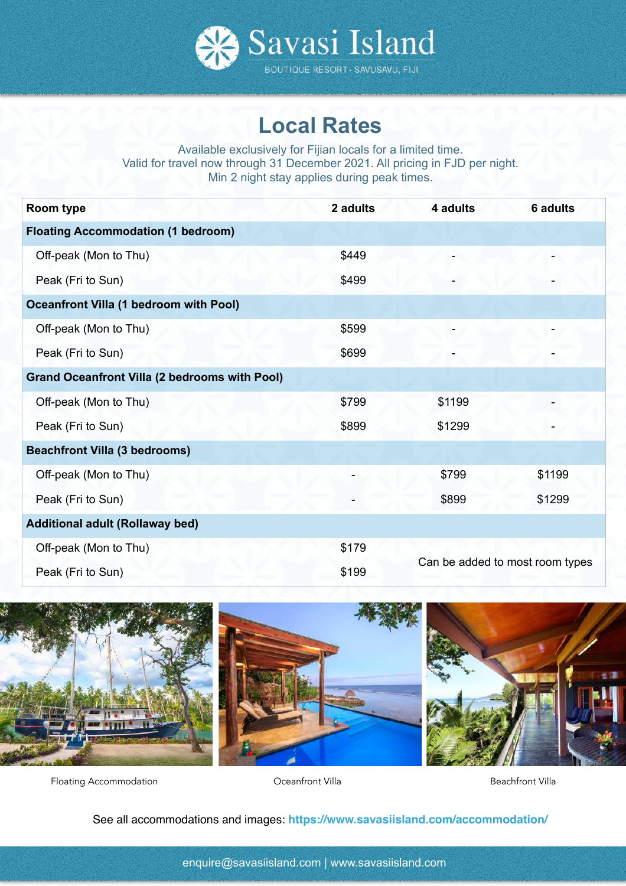# Savasi Island

BOUTIQUE RESORT · SAVUSAVU, FIJI

## Local Rates

Available exclusively for Fijian locals for a limited time.
Valid for travel now through 31 December 2021. All pricing in FJD per night.
Min 2 night stay applies during peak times.

| Room type | 2 adults | 4 adults | 6 adults |
|---|---|---|---|
| **Floating Accommodation (1 bedroom)** | | | |
| Off-peak (Mon to Thu) | $449 | - | - |
| Peak (Fri to Sun) | $499 | - | - |
| **Oceanfront Villa (1 bedroom with Pool)** | | | |
| Off-peak (Mon to Thu) | $599 | - | - |
| Peak (Fri to Sun) | $699 | - | - |
| **Grand Oceanfront Villa (2 bedrooms with Pool)** | | | |
| Off-peak (Mon to Thu) | $799 | $1199 | - |
| Peak (Fri to Sun) | $899 | $1299 | - |
| **Beachfront Villa (3 bedrooms)** | | | |
| Off-peak (Mon to Thu) | - | $799 | $1199 |
| Peak (Fri to Sun) | - | $899 | $1299 |
| **Additional adult (Rollaway bed)** | | | |
| Off-peak (Mon to Thu) | $179 | Can be added to most room types | |
| Peak (Fri to Sun) | $199 | | |

Floating Accommodation

Oceanfront Villa

Beachfront Villa

See all accommodations and images: **https://www.savasiisland.com/accommodation/**

enquire@savasiisland.com | www.savasiisland.com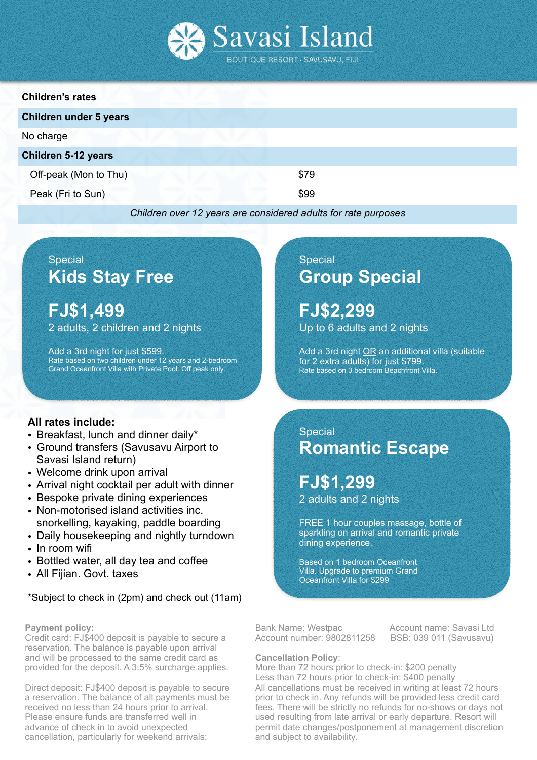# Savasi Island

BOUTIQUE RESORT · SAVUSAVU, FIJI

| Children's rates | |
|---|---|
| **Children under 5 years** | |
| No charge | |
| **Children 5-12 years** | |
| Off-peak (Mon to Thu) | $79 |
| Peak (Fri to Sun) | $99 |
| *Children over 12 years are considered adults for rate purposes* | |

## Special
### Kids Stay Free

**FJ$1,499**

2 adults, 2 children and 2 nights

Add a 3rd night for just $599.
Rate based on two children under 12 years and 2-bedroom Grand Oceanfront Villa with Private Pool. Off peak only.

## Special
### Group Special

**FJ$2,299**

Up to 6 adults and 2 nights

Add a 3rd night OR an additional villa (suitable for 2 extra adults) for just $799.
Rate based on 3 bedroom Beachfront Villa.

**All rates include:**

- Breakfast, lunch and dinner daily*
- Ground transfers (Savusavu Airport to Savasi Island return)
- Welcome drink upon arrival
- Arrival night cocktail per adult with dinner
- Bespoke private dining experiences
- Non-motorised island activities inc. snorkelling, kayaking, paddle boarding
- Daily housekeeping and nightly turndown
- In room wifi
- Bottled water, all day tea and coffee
- All Fijian. Govt. taxes

*Subject to check in (2pm) and check out (11am)

## Special
### Romantic Escape

**FJ$1,299**

2 adults and 2 nights

FREE 1 hour couples massage, bottle of sparkling on arrival and romantic private dining experience.

Based on 1 bedroom Oceanfront Villa. Upgrade to premium Grand Oceanfront Villa for $299

**Payment policy:**
Credit card: FJ$400 deposit is payable to secure a reservation. The balance is payable upon arrival and will be processed to the same credit card as provided for the deposit. A 3.5% surcharge applies.

Direct deposit: FJ$400 deposit is payable to secure a reservation. The balance of all payments must be received no less than 24 hours prior to arrival. Please ensure funds are transferred well in advance of check in to avoid unexpected cancellation, particularly for weekend arrivals:

Bank Name: Westpac
Account number: 9802811258
Account name: Savasi Ltd
BSB: 039 011 (Savusavu)

**Cancellation Policy**:
More than 72 hours prior to check-in: $200 penalty
Less than 72 hours prior to check-in: $400 penalty
All cancellations must be received in writing at least 72 hours prior to check in. Any refunds will be provided less credit card fees. There will be strictly no refunds for no-shows or days not used resulting from late arrival or early departure. Resort will permit date changes/postponement at management discretion and subject to availability.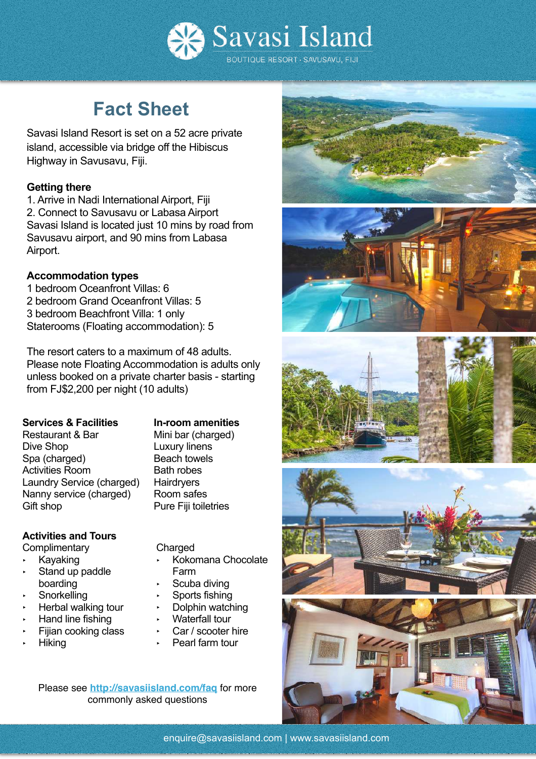# Savasi Island

BOUTIQUE RESORT · SAVUSAVU, FIJI

## Fact Sheet

Savasi Island Resort is set on a 52 acre private island, accessible via bridge off the Hibiscus Highway in Savusavu, Fiji.

**Getting there**

1. Arrive in Nadi International Airport, Fiji
2. Connect to Savusavu or Labasa Airport

Savasi Island is located just 10 mins by road from Savusavu airport, and 90 mins from Labasa Airport.

**Accommodation types**

1 bedroom Oceanfront Villas: 6
2 bedroom Grand Oceanfront Villas: 5
3 bedroom Beachfront Villa: 1 only
Staterooms (Floating accommodation): 5

The resort caters to a maximum of 48 adults. Please note Floating Accommodation is adults only unless booked on a private charter basis - starting from FJ$2,200 per night (10 adults)

**Services & Facilities**

Restaurant & Bar
Dive Shop
Spa (charged)
Activities Room
Laundry Service (charged)
Nanny service (charged)
Gift shop

**In-room amenities**

Mini bar (charged)
Luxury linens
Beach towels
Bath robes
Hairdryers
Room safes
Pure Fiji toiletries

**Activities and Tours**

Complimentary

- Kayaking
- Stand up paddle boarding
- Snorkelling
- Herbal walking tour
- Hand line fishing
- Fijian cooking class
- Hiking

Charged

- Kokomana Chocolate Farm
- Scuba diving
- Sports fishing
- Dolphin watching
- Waterfall tour
- Car / scooter hire
- Pearl farm tour

Please see [http://savasiisland.com/faq](http://savasiisland.com/faq) for more commonly asked questions

enquire@savasiisland.com | www.savasiisland.com